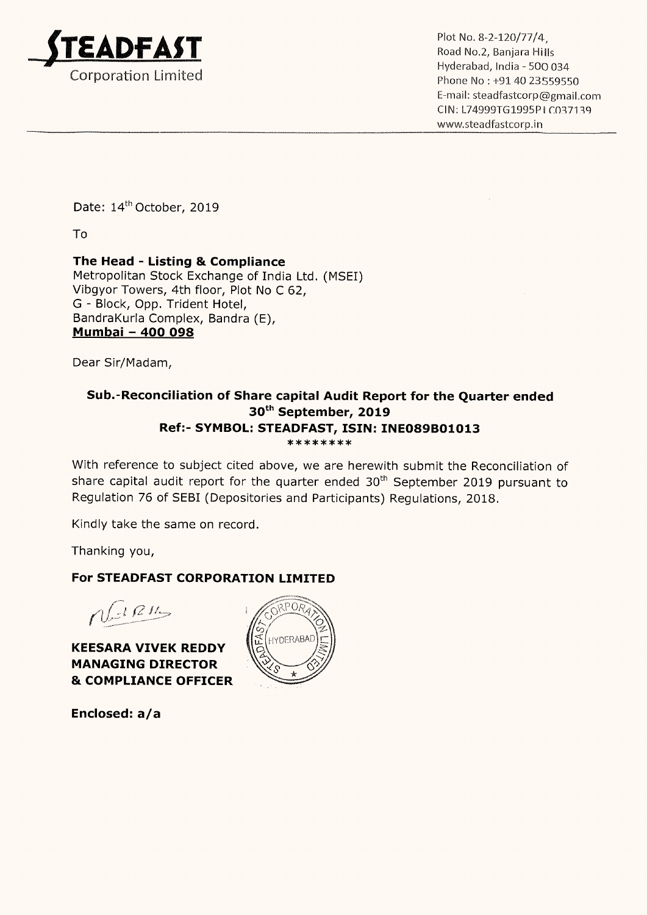**STEADFAST**
Corporation Limited

Plot No. 8-2-120/77/4,
Road No.2, Banjara Hills
Hyderabad, India - 500 034
Phone No : +91 40 23559550
E-mail: steadfastcorp@gmail.com
CIN: L74999TG1995PLC037139
www.steadfastcorp.in

Date: 14th October, 2019

To

**The Head - Listing & Compliance**
Metropolitan Stock Exchange of India Ltd. (MSEI)
Vibgyor Towers, 4th floor, Plot No C 62,
G - Block, Opp. Trident Hotel,
BandraKurla Complex, Bandra (E),
**Mumbai – 400 098**

Dear Sir/Madam,

**Sub.-Reconciliation of Share capital Audit Report for the Quarter ended 30th September, 2019**
**Ref:- SYMBOL: STEADFAST, ISIN: INE089B01013**
********

With reference to subject cited above, we are herewith submit the Reconciliation of share capital audit report for the quarter ended 30th September 2019 pursuant to Regulation 76 of SEBI (Depositories and Participants) Regulations, 2018.

Kindly take the same on record.

Thanking you,

**For STEADFAST CORPORATION LIMITED**

**KEESARA VIVEK REDDY**
**MANAGING DIRECTOR**
**& COMPLIANCE OFFICER**

**Enclosed: a/a**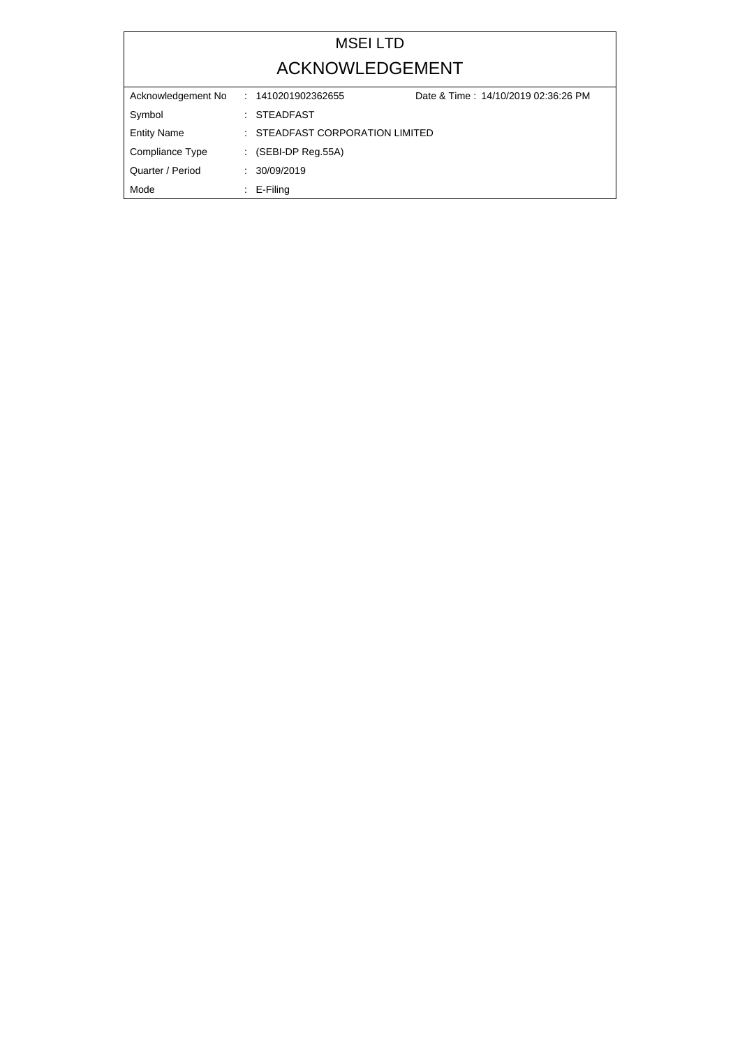# MSEI LTD

## ACKNOWLEDGEMENT

| | | |
|---|---|---|
| Acknowledgement No | : 1410201902362655 | Date & Time : 14/10/2019 02:36:26 PM |
| Symbol | : STEADFAST | |
| Entity Name | : STEADFAST CORPORATION LIMITED | |
| Compliance Type | : (SEBI-DP Reg.55A) | |
| Quarter / Period | : 30/09/2019 | |
| Mode | : E-Filing | |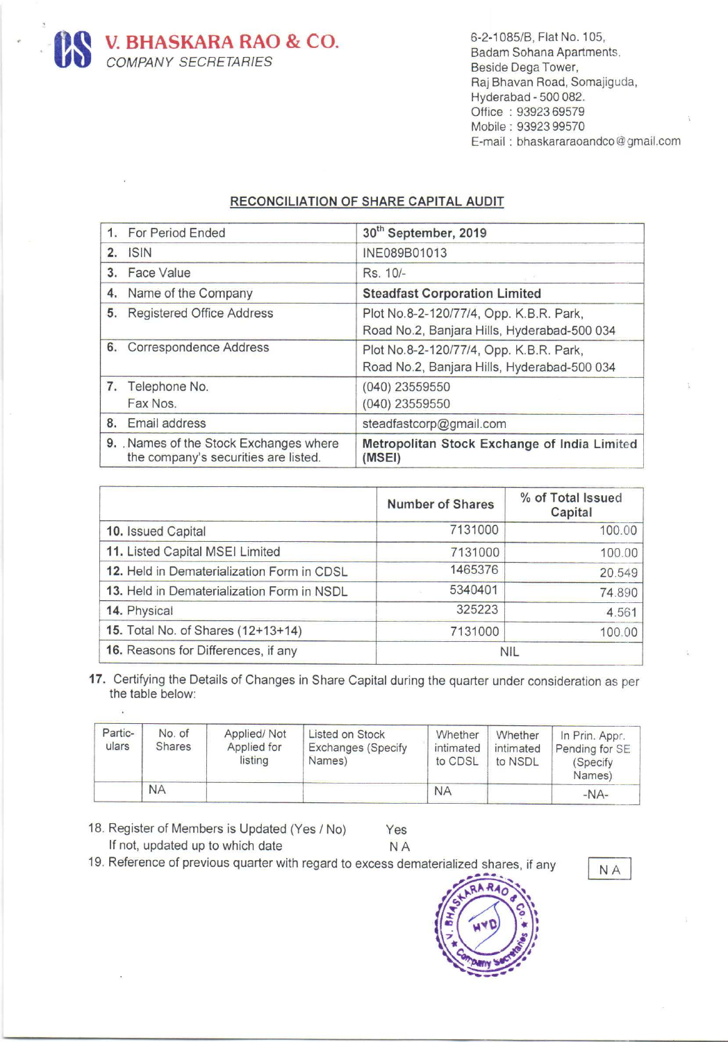# V. BHASKARA RAO & CO.

*COMPANY SECRETARIES*

6-2-1085/B, Flat No. 105,
Badam Sohana Apartments,
Beside Dega Tower,
Raj Bhavan Road, Somajiguda,
Hyderabad - 500 082.
Office : 93923 69579
Mobile : 93923 99570
E-mail : bhaskararaoandco@gmail.com

## RECONCILIATION OF SHARE CAPITAL AUDIT

| | |
|---|---|
| 1. For Period Ended | **30th September, 2019** |
| 2. ISIN | INE089B01013 |
| 3. Face Value | Rs. 10/- |
| 4. Name of the Company | **Steadfast Corporation Limited** |
| 5. Registered Office Address | Plot No.8-2-120/77/4, Opp. K.B.R. Park, Road No.2, Banjara Hills, Hyderabad-500 034 |
| 6. Correspondence Address | Plot No.8-2-120/77/4, Opp. K.B.R. Park, Road No.2, Banjara Hills, Hyderabad-500 034 |
| 7. Telephone No. Fax Nos. | (040) 23559550 (040) 23559550 |
| 8. Email address | steadfastcorp@gmail.com |
| 9. Names of the Stock Exchanges where the company's securities are listed. | **Metropolitan Stock Exchange of India Limited (MSEI)** |

| | Number of Shares | % of Total Issued Capital |
|---|---|---|
| 10. Issued Capital | 7131000 | 100.00 |
| 11. Listed Capital MSEI Limited | 7131000 | 100.00 |
| 12. Held in Dematerialization Form in CDSL | 1465376 | 20.549 |
| 13. Held in Dematerialization Form in NSDL | 5340401 | 74.890 |
| 14. Physical | 325223 | 4.561 |
| 15. Total No. of Shares (12+13+14) | 7131000 | 100.00 |
| 16. Reasons for Differences, if any | NIL | |

17. Certifying the Details of Changes in Share Capital during the quarter under consideration as per the table below:

| Particulars | No. of Shares | Applied/ Not Applied for listing | Listed on Stock Exchanges (Specify Names) | Whether intimated to CDSL | Whether intimated to NSDL | In Prin. Appr. Pending for SE (Specify Names) |
|---|---|---|---|---|---|---|
| | NA | | | NA | | -NA- |

18. Register of Members is Updated (Yes / No) Yes
If not, updated up to which date N A

19. Reference of previous quarter with regard to excess dematerialized shares, if any N A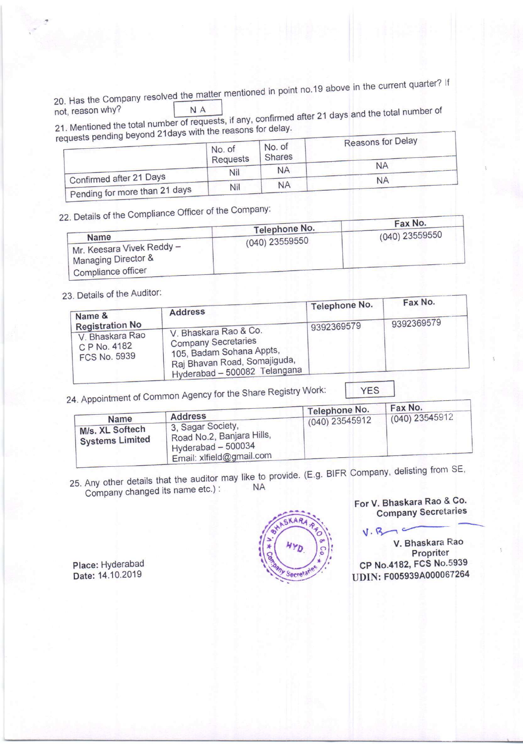20. Has the Company resolved the matter mentioned in point no.19 above in the current quarter? If not, reason why? NA

21. Mentioned the total number of requests, if any, confirmed after 21 days and the total number of requests pending beyond 21days with the reasons for delay.

| | No. of Requests | No. of Shares | Reasons for Delay |
|---|---|---|---|
| Confirmed after 21 Days | Nil | NA | NA |
| Pending for more than 21 days | Nil | NA | NA |

22. Details of the Compliance Officer of the Company:

| Name | Telephone No. | Fax No. |
|---|---|---|
| Mr. Keesara Vivek Reddy – Managing Director & Compliance officer | (040) 23559550 | (040) 23559550 |

23. Details of the Auditor:

| Name & Registration No | Address | Telephone No. | Fax No. |
|---|---|---|---|
| V. Bhaskara Rao C P No. 4182 FCS No. 5939 | V. Bhaskara Rao & Co. Company Secretaries 105, Badam Sohana Appts, Raj Bhavan Road, Somajiguda, Hyderabad – 500082 Telangana | 9392369579 | 9392369579 |

24. Appointment of Common Agency for the Share Registry Work: YES

| Name | Address | Telephone No. | Fax No. |
|---|---|---|---|
| **M/s. XL Softech Systems Limited** | 3, Sagar Society, Road No.2, Banjara Hills, Hyderabad – 500034 Email: xlfield@gmail.com | (040) 23545912 | (040) 23545912 |

25. Any other details that the auditor may like to provide. (E.g. BIFR Company, delisting from SE, Company changed its name etc.) : NA

**For V. Bhaskara Rao & Co.**
**Company Secretaries**

V. Bhaskara Rao
Propriter
CP No.4182, FCS No.5939
UDIN: F005939A000067264

**Place:** Hyderabad
**Date:** 14.10.2019